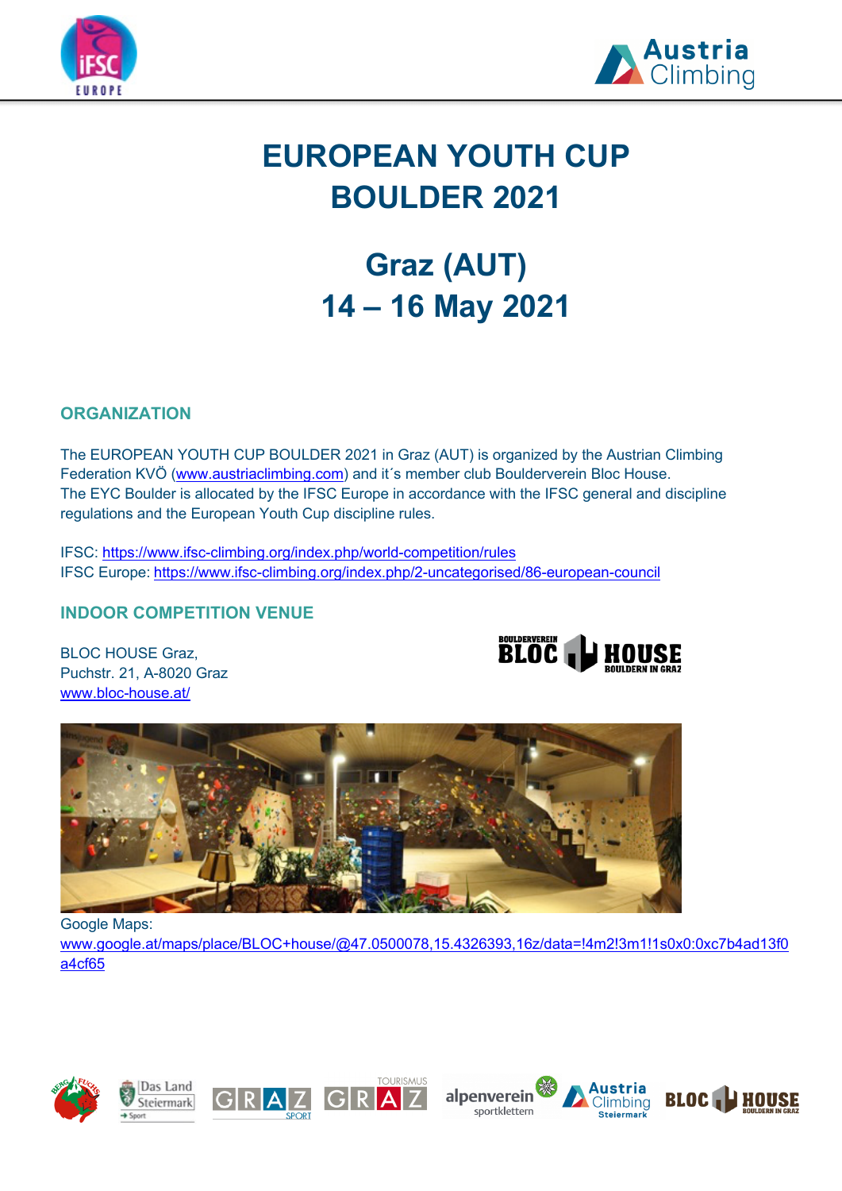# EUROPEAN YOUTH CUP BOULDER 2021

## Graz (AUT) 14 – 16 May 2021

## ORGANIZATION

The EUROPEAN YOUTH CUP BOULDER 2021 in Graz (AUT) is organized by the Austrian Climbing Federation KVÖ (www.austriaclimbing.com) and it´s member club Boulderverein Bloc House. The EYC Boulder is allocated by the IFSC Europe in accordance with the IFSC general and discipline regulations and the European Youth Cup discipline rules.

IFSC: https://www.ifsc-climbing.org/index.php/world-competition/rules
IFSC Europe: https://www.ifsc-climbing.org/index.php/2-uncategorised/86-european-council

## INDOOR COMPETITION VENUE

BLOC HOUSE Graz,
Puchstr. 21, A-8020 Graz
www.bloc-house.at/

Google Maps:
www.google.at/maps/place/BLOC+house/@47.0500078,15.4326393,16z/data=!4m2!3m1!1s0x0:0xc7b4ad13f0a4cf65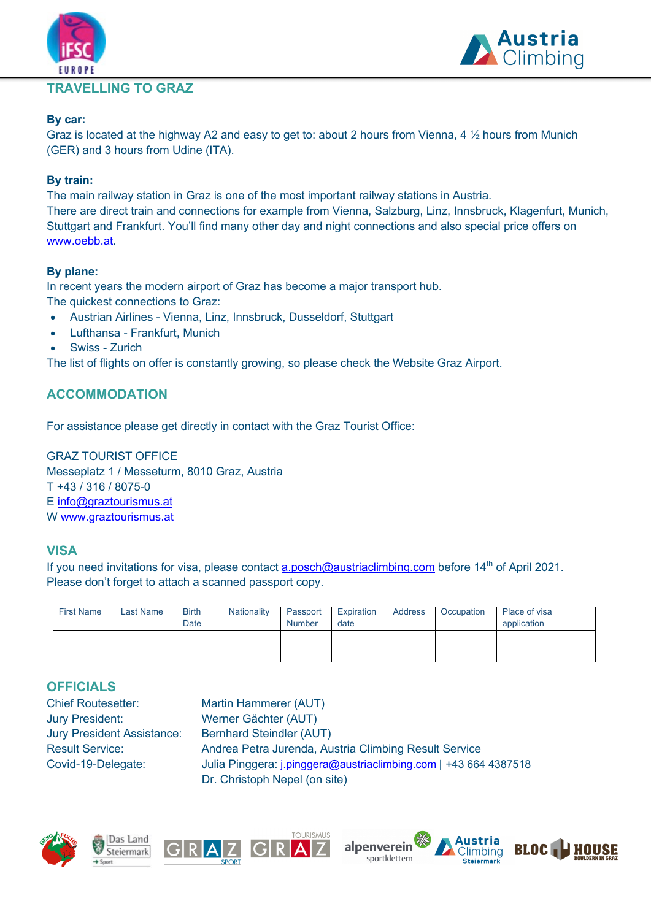## TRAVELLING TO GRAZ

**By car:**
Graz is located at the highway A2 and easy to get to: about 2 hours from Vienna, 4 ½ hours from Munich (GER) and 3 hours from Udine (ITA).

**By train:**
The main railway station in Graz is one of the most important railway stations in Austria.
There are direct train and connections for example from Vienna, Salzburg, Linz, Innsbruck, Klagenfurt, Munich, Stuttgart and Frankfurt. You'll find many other day and night connections and also special price offers on www.oebb.at.

**By plane:**
In recent years the modern airport of Graz has become a major transport hub.
The quickest connections to Graz:

- Austrian Airlines - Vienna, Linz, Innsbruck, Dusseldorf, Stuttgart
- Lufthansa - Frankfurt, Munich
- Swiss - Zurich

The list of flights on offer is constantly growing, so please check the Website Graz Airport.

## ACCOMMODATION

For assistance please get directly in contact with the Graz Tourist Office:

GRAZ TOURIST OFFICE
Messeplatz 1 / Messeturm, 8010 Graz, Austria
T +43 / 316 / 8075-0
E info@graztourismus.at
W www.graztourismus.at

## VISA

If you need invitations for visa, please contact a.posch@austriaclimbing.com before 14th of April 2021.
Please don't forget to attach a scanned passport copy.

| First Name | Last Name | Birth Date | Nationality | Passport Number | Expiration date | Address | Occupation | Place of visa application |
|---|---|---|---|---|---|---|---|---|
| | | | | | | | | |
| | | | | | | | | |

## OFFICIALS

Chief Routesetter: Martin Hammerer (AUT)
Jury President: Werner Gächter (AUT)
Jury President Assistance: Bernhard Steindler (AUT)
Result Service: Andrea Petra Jurenda, Austria Climbing Result Service
Covid-19-Delegate: Julia Pinggera: j.pinggera@austriaclimbing.com | +43 664 4387518
Dr. Christoph Nepel (on site)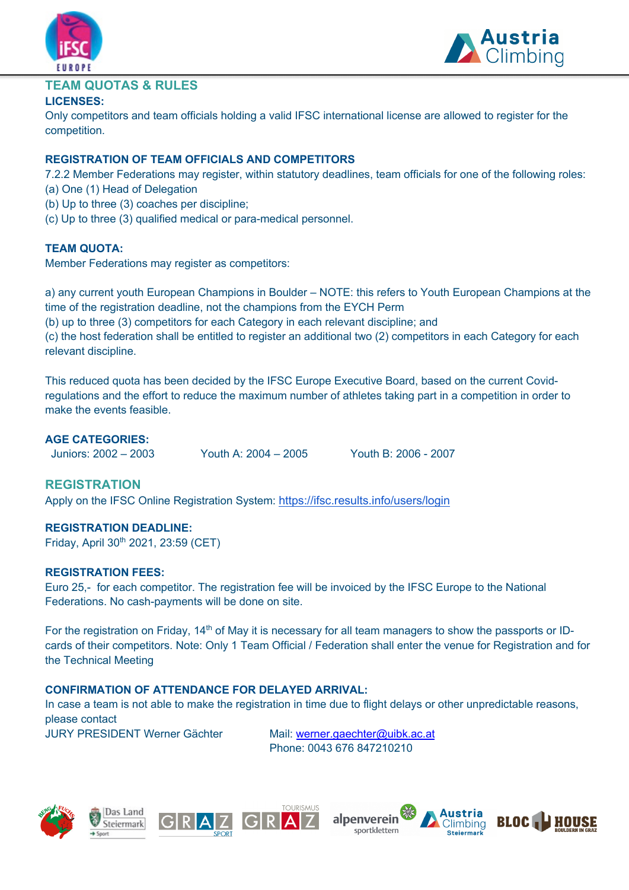## TEAM QUOTAS & RULES

### LICENSES:

Only competitors and team officials holding a valid IFSC international license are allowed to register for the competition.

### REGISTRATION OF TEAM OFFICIALS AND COMPETITORS

7.2.2 Member Federations may register, within statutory deadlines, team officials for one of the following roles:
(a) One (1) Head of Delegation
(b) Up to three (3) coaches per discipline;
(c) Up to three (3) qualified medical or para-medical personnel.

### TEAM QUOTA:

Member Federations may register as competitors:

a) any current youth European Champions in Boulder – NOTE: this refers to Youth European Champions at the time of the registration deadline, not the champions from the EYCH Perm
(b) up to three (3) competitors for each Category in each relevant discipline; and
(c) the host federation shall be entitled to register an additional two (2) competitors in each Category for each relevant discipline.

This reduced quota has been decided by the IFSC Europe Executive Board, based on the current Covid-regulations and the effort to reduce the maximum number of athletes taking part in a competition in order to make the events feasible.

### AGE CATEGORIES:

Juniors: 2002 – 2003 Youth A: 2004 – 2005 Youth B: 2006 - 2007

## REGISTRATION

Apply on the IFSC Online Registration System: https://ifsc.results.info/users/login

### REGISTRATION DEADLINE:

Friday, April 30th 2021, 23:59 (CET)

### REGISTRATION FEES:

Euro 25,- for each competitor. The registration fee will be invoiced by the IFSC Europe to the National Federations. No cash-payments will be done on site.

For the registration on Friday, 14th of May it is necessary for all team managers to show the passports or ID-cards of their competitors. Note: Only 1 Team Official / Federation shall enter the venue for Registration and for the Technical Meeting

### CONFIRMATION OF ATTENDANCE FOR DELAYED ARRIVAL:

In case a team is not able to make the registration in time due to flight delays or other unpredictable reasons, please contact

JURY PRESIDENT Werner Gächter Mail: werner.gaechter@uibk.ac.at
Phone: 0043 676 847210210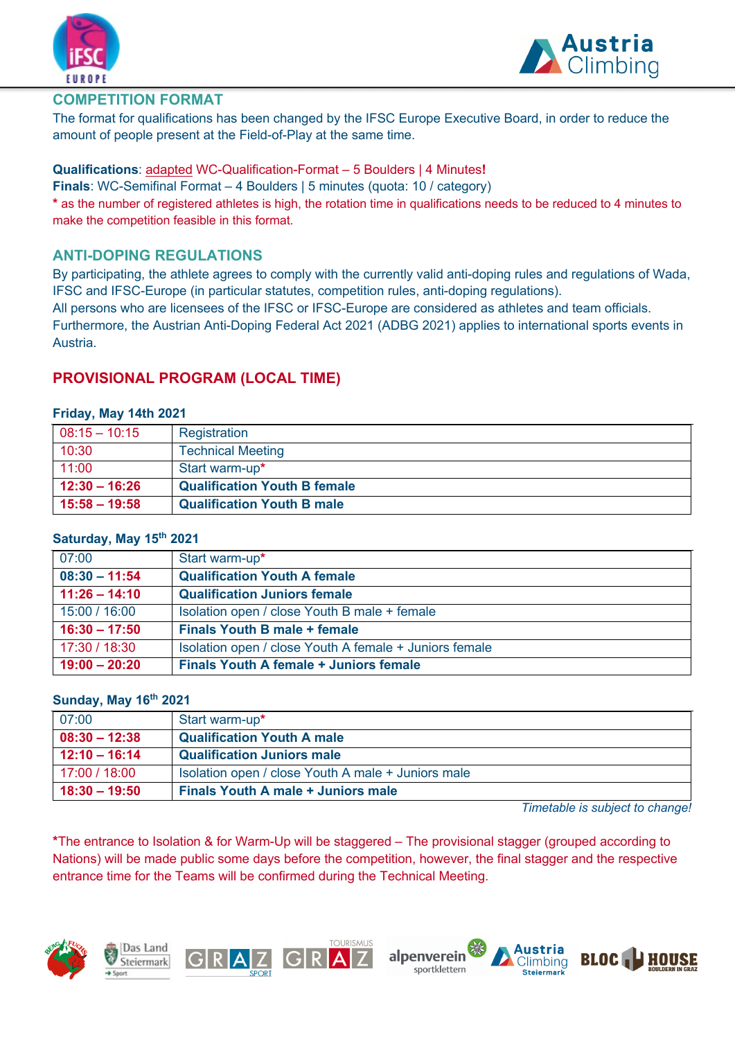## COMPETITION FORMAT

The format for qualifications has been changed by the IFSC Europe Executive Board, in order to reduce the amount of people present at the Field-of-Play at the same time.

**Qualifications**: adapted WC-Qualification-Format – 5 Boulders | 4 Minutes**!**
**Finals**: WC-Semifinal Format – 4 Boulders | 5 minutes (quota: 10 / category)
**\*** as the number of registered athletes is high, the rotation time in qualifications needs to be reduced to 4 minutes to make the competition feasible in this format.

## ANTI-DOPING REGULATIONS

By participating, the athlete agrees to comply with the currently valid anti-doping rules and regulations of Wada, IFSC and IFSC-Europe (in particular statutes, competition rules, anti-doping regulations).
All persons who are licensees of the IFSC or IFSC-Europe are considered as athletes and team officials.
Furthermore, the Austrian Anti-Doping Federal Act 2021 (ADBG 2021) applies to international sports events in Austria.

## PROVISIONAL PROGRAM (LOCAL TIME)

**Friday, May 14th 2021**

| Time | Event |
|---|---|
| 08:15 – 10:15 | Registration |
| 10:30 | Technical Meeting |
| 11:00 | Start warm-up* |
| **12:30 – 16:26** | **Qualification Youth B female** |
| **15:58 – 19:58** | **Qualification Youth B male** |

**Saturday, May 15th 2021**

| Time | Event |
|---|---|
| 07:00 | Start warm-up* |
| **08:30 – 11:54** | **Qualification Youth A female** |
| **11:26 – 14:10** | **Qualification Juniors female** |
| 15:00 / 16:00 | Isolation open / close Youth B male + female |
| **16:30 – 17:50** | **Finals Youth B male + female** |
| 17:30 / 18:30 | Isolation open / close Youth A female + Juniors female |
| **19:00 – 20:20** | **Finals Youth A female + Juniors female** |

**Sunday, May 16th 2021**

| Time | Event |
|---|---|
| 07:00 | Start warm-up* |
| **08:30 – 12:38** | **Qualification Youth A male** |
| **12:10 – 16:14** | **Qualification Juniors male** |
| 17:00 / 18:00 | Isolation open / close Youth A male + Juniors male |
| **18:30 – 19:50** | **Finals Youth A male + Juniors male** |

*Timetable is subject to change!*

*The entrance to Isolation & for Warm-Up will be staggered – The provisional stagger (grouped according to Nations) will be made public some days before the competition, however, the final stagger and the respective entrance time for the Teams will be confirmed during the Technical Meeting.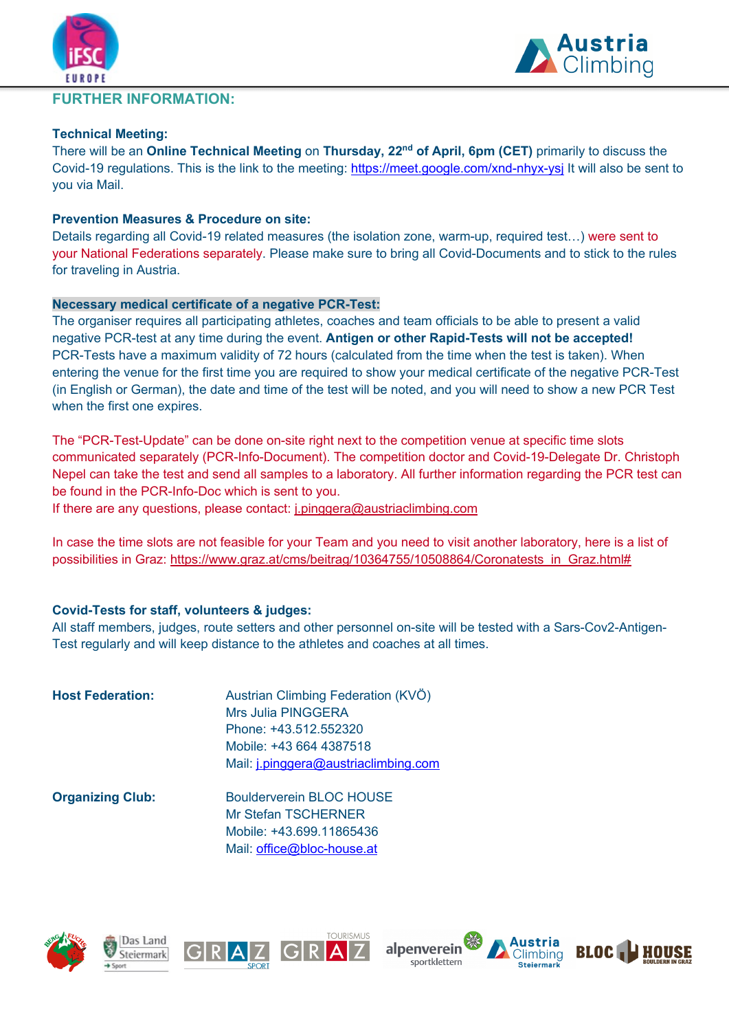## FURTHER INFORMATION:

**Technical Meeting:**

There will be an **Online Technical Meeting** on **Thursday, 22nd of April, 6pm (CET)** primarily to discuss the Covid-19 regulations. This is the link to the meeting: https://meet.google.com/xnd-nhyx-ysj It will also be sent to you via Mail.

**Prevention Measures & Procedure on site:**

Details regarding all Covid-19 related measures (the isolation zone, warm-up, required test…) were sent to your National Federations separately. Please make sure to bring all Covid-Documents and to stick to the rules for traveling in Austria.

**Necessary medical certificate of a negative PCR-Test:**

The organiser requires all participating athletes, coaches and team officials to be able to present a valid negative PCR-test at any time during the event. **Antigen or other Rapid-Tests will not be accepted!** PCR-Tests have a maximum validity of 72 hours (calculated from the time when the test is taken). When entering the venue for the first time you are required to show your medical certificate of the negative PCR-Test (in English or German), the date and time of the test will be noted, and you will need to show a new PCR Test when the first one expires.

The "PCR-Test-Update" can be done on-site right next to the competition venue at specific time slots communicated separately (PCR-Info-Document). The competition doctor and Covid-19-Delegate Dr. Christoph Nepel can take the test and send all samples to a laboratory. All further information regarding the PCR test can be found in the PCR-Info-Doc which is sent to you.
If there are any questions, please contact: j.pinggera@austriaclimbing.com

In case the time slots are not feasible for your Team and you need to visit another laboratory, here is a list of possibilities in Graz: https://www.graz.at/cms/beitrag/10364755/10508864/Coronatests_in_Graz.html#

**Covid-Tests for staff, volunteers & judges:**

All staff members, judges, route setters and other personnel on-site will be tested with a Sars-Cov2-Antigen-Test regularly and will keep distance to the athletes and coaches at all times.

**Host Federation:**

Austrian Climbing Federation (KVÖ)
Mrs Julia PINGGERA
Phone: +43.512.552320
Mobile: +43 664 4387518
Mail: j.pinggera@austriaclimbing.com

**Organizing Club:**

Boulderverein BLOC HOUSE
Mr Stefan TSCHERNER
Mobile: +43.699.11865436
Mail: office@bloc-house.at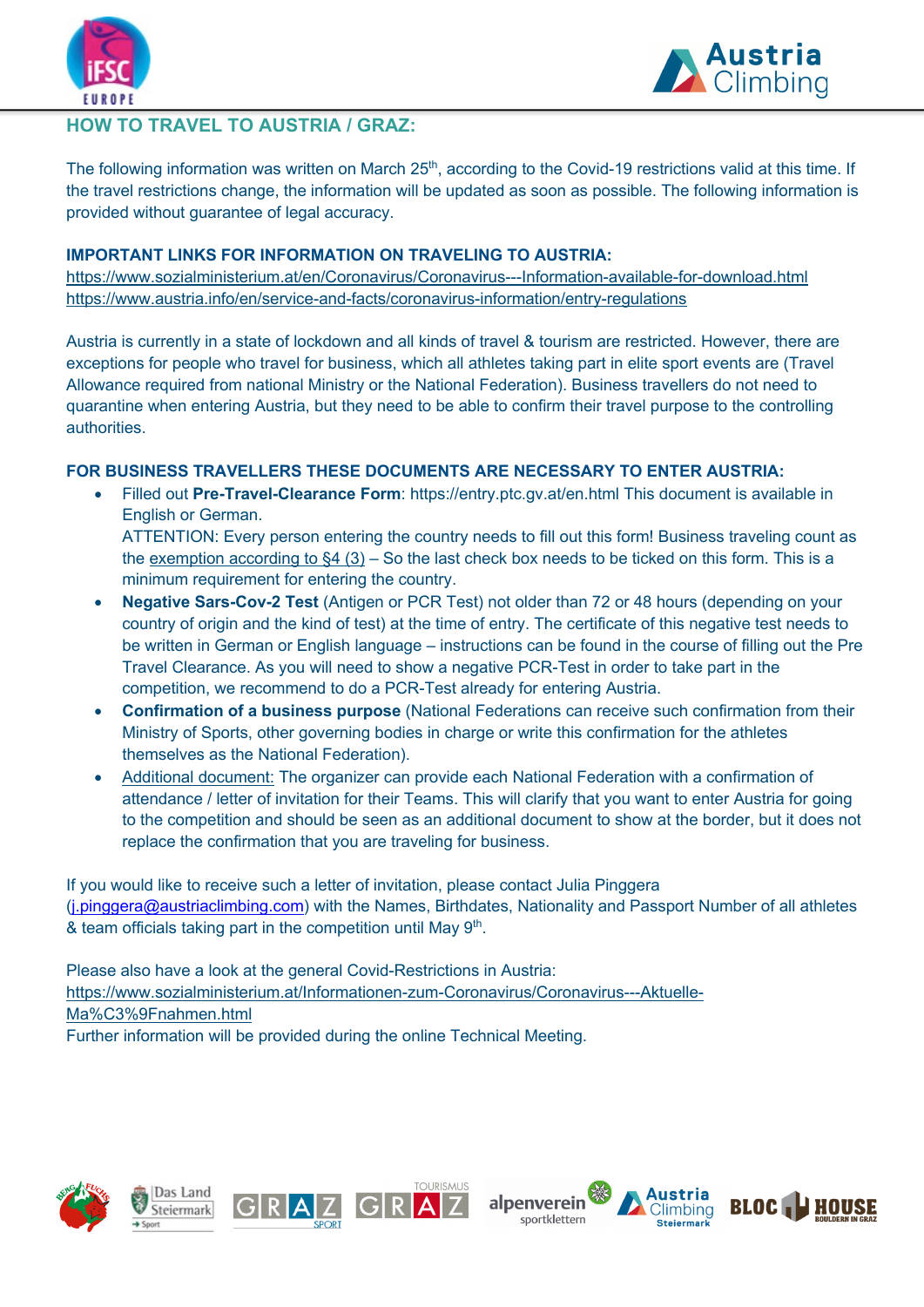## HOW TO TRAVEL TO AUSTRIA / GRAZ:

The following information was written on March 25th, according to the Covid-19 restrictions valid at this time. If the travel restrictions change, the information will be updated as soon as possible. The following information is provided without guarantee of legal accuracy.

**IMPORTANT LINKS FOR INFORMATION ON TRAVELING TO AUSTRIA:**
https://www.sozialministerium.at/en/Coronavirus/Coronavirus---Information-available-for-download.html
https://www.austria.info/en/service-and-facts/coronavirus-information/entry-regulations

Austria is currently in a state of lockdown and all kinds of travel & tourism are restricted. However, there are exceptions for people who travel for business, which all athletes taking part in elite sport events are (Travel Allowance required from national Ministry or the National Federation). Business travellers do not need to quarantine when entering Austria, but they need to be able to confirm their travel purpose to the controlling authorities.

**FOR BUSINESS TRAVELLERS THESE DOCUMENTS ARE NECESSARY TO ENTER AUSTRIA:**

- Filled out **Pre-Travel-Clearance Form**: https://entry.ptc.gv.at/en.html This document is available in English or German.
  ATTENTION: Every person entering the country needs to fill out this form! Business traveling count as the exemption according to §4 (3) – So the last check box needs to be ticked on this form. This is a minimum requirement for entering the country.
- **Negative Sars-Cov-2 Test** (Antigen or PCR Test) not older than 72 or 48 hours (depending on your country of origin and the kind of test) at the time of entry. The certificate of this negative test needs to be written in German or English language – instructions can be found in the course of filling out the Pre Travel Clearance. As you will need to show a negative PCR-Test in order to take part in the competition, we recommend to do a PCR-Test already for entering Austria.
- **Confirmation of a business purpose** (National Federations can receive such confirmation from their Ministry of Sports, other governing bodies in charge or write this confirmation for the athletes themselves as the National Federation).
- Additional document: The organizer can provide each National Federation with a confirmation of attendance / letter of invitation for their Teams. This will clarify that you want to enter Austria for going to the competition and should be seen as an additional document to show at the border, but it does not replace the confirmation that you are traveling for business.

If you would like to receive such a letter of invitation, please contact Julia Pinggera (j.pinggera@austriaclimbing.com) with the Names, Birthdates, Nationality and Passport Number of all athletes & team officials taking part in the competition until May 9th.

Please also have a look at the general Covid-Restrictions in Austria:
https://www.sozialministerium.at/Informationen-zum-Coronavirus/Coronavirus---Aktuelle-Ma%C3%9Fnahmen.html
Further information will be provided during the online Technical Meeting.